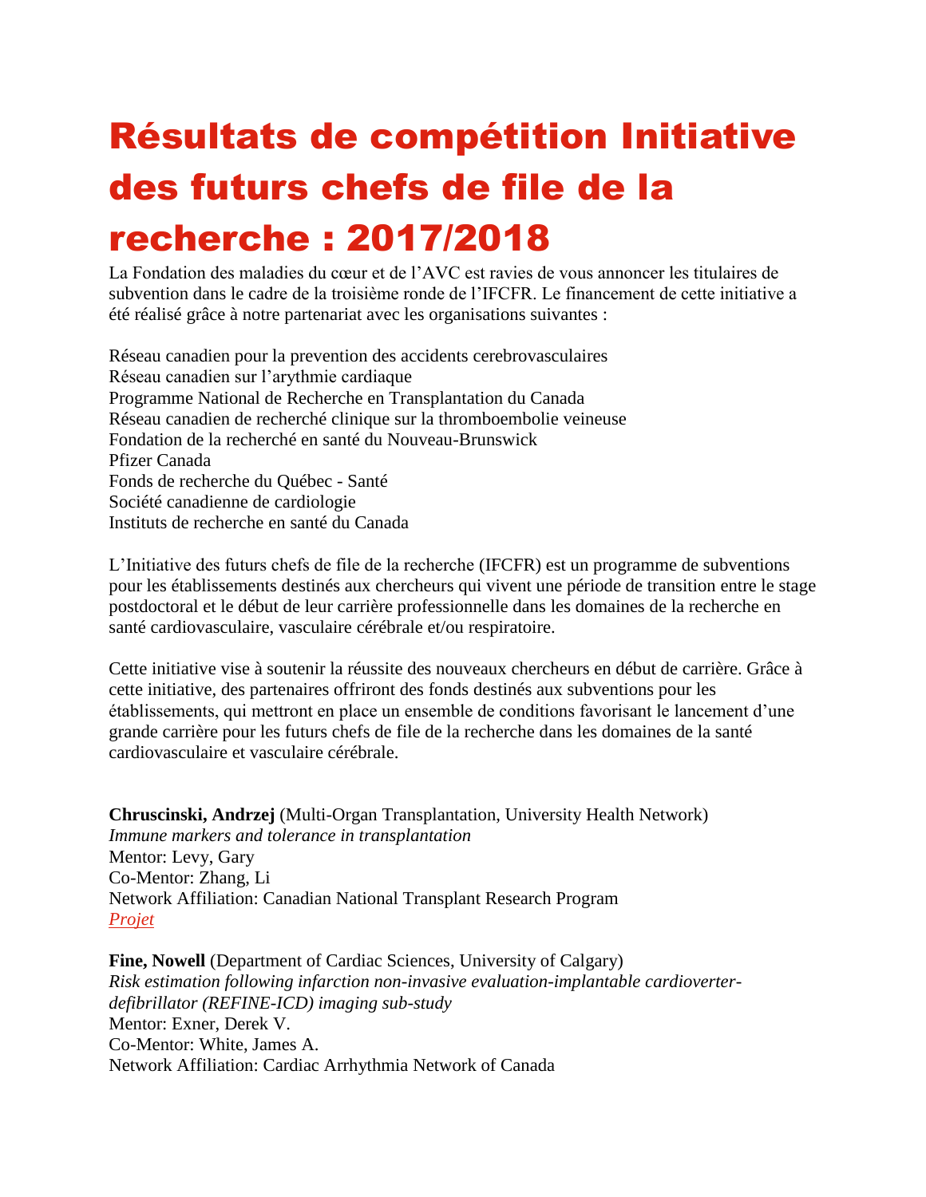# Résultats de compétition Initiative des futurs chefs de file de la recherche : 2017/2018

La Fondation des maladies du cœur et de l'AVC est ravies de vous annoncer les titulaires de subvention dans le cadre de la troisième ronde de l'IFCFR. Le financement de cette initiative a été réalisé grâce à notre partenariat avec les organisations suivantes :

Réseau canadien pour la prevention des accidents cerebrovasculaires
Réseau canadien sur l'arythmie cardiaque
Programme National de Recherche en Transplantation du Canada
Réseau canadien de recherché clinique sur la thromboembolie veineuse
Fondation de la recherché en santé du Nouveau-Brunswick
Pfizer Canada
Fonds de recherche du Québec - Santé
Société canadienne de cardiologie
Instituts de recherche en santé du Canada

L'Initiative des futurs chefs de file de la recherche (IFCFR) est un programme de subventions pour les établissements destinés aux chercheurs qui vivent une période de transition entre le stage postdoctoral et le début de leur carrière professionnelle dans les domaines de la recherche en santé cardiovasculaire, vasculaire cérébrale et/ou respiratoire.

Cette initiative vise à soutenir la réussite des nouveaux chercheurs en début de carrière. Grâce à cette initiative, des partenaires offriront des fonds destinés aux subventions pour les établissements, qui mettront en place un ensemble de conditions favorisant le lancement d'une grande carrière pour les futurs chefs de file de la recherche dans les domaines de la santé cardiovasculaire et vasculaire cérébrale.

**Chruscinski, Andrzej** (Multi-Organ Transplantation, University Health Network)
*Immune markers and tolerance in transplantation*
Mentor: Levy, Gary
Co-Mentor: Zhang, Li
Network Affiliation: Canadian National Transplant Research Program
*Projet*

**Fine, Nowell** (Department of Cardiac Sciences, University of Calgary)
*Risk estimation following infarction non-invasive evaluation-implantable cardioverter-defibrillator (REFINE-ICD) imaging sub-study*
Mentor: Exner, Derek V.
Co-Mentor: White, James A.
Network Affiliation: Cardiac Arrhythmia Network of Canada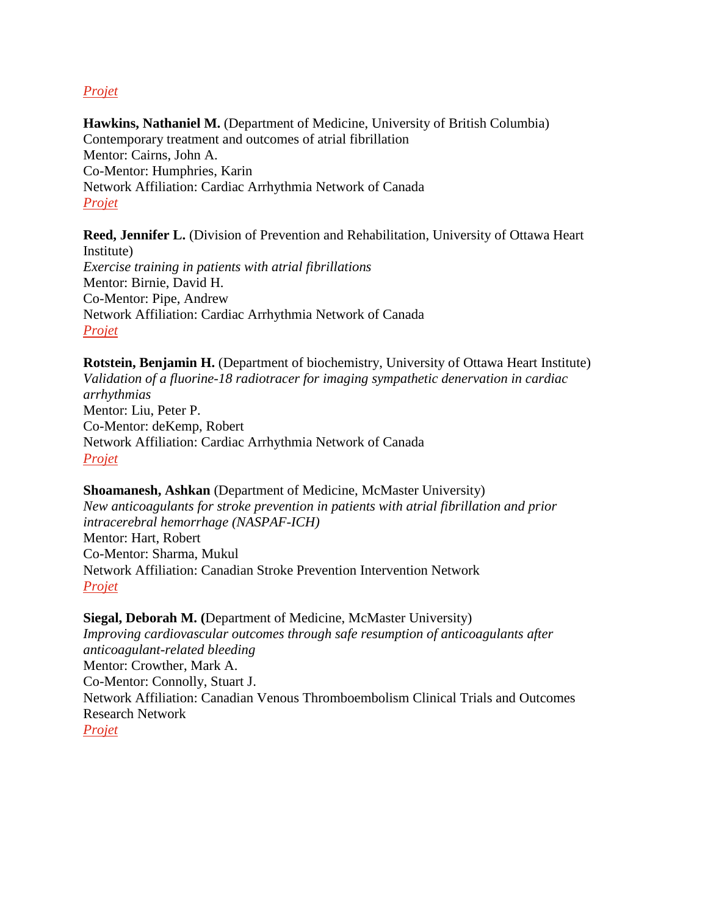*Projet*

**Hawkins, Nathaniel M.** (Department of Medicine, University of British Columbia)
Contemporary treatment and outcomes of atrial fibrillation
Mentor: Cairns, John A.
Co-Mentor: Humphries, Karin
Network Affiliation: Cardiac Arrhythmia Network of Canada
*Projet*

**Reed, Jennifer L.** (Division of Prevention and Rehabilitation, University of Ottawa Heart Institute)
*Exercise training in patients with atrial fibrillations*
Mentor: Birnie, David H.
Co-Mentor: Pipe, Andrew
Network Affiliation: Cardiac Arrhythmia Network of Canada
*Projet*

**Rotstein, Benjamin H.** (Department of biochemistry, University of Ottawa Heart Institute)
*Validation of a fluorine-18 radiotracer for imaging sympathetic denervation in cardiac arrhythmias*
Mentor: Liu, Peter P.
Co-Mentor: deKemp, Robert
Network Affiliation: Cardiac Arrhythmia Network of Canada
*Projet*

**Shoamanesh, Ashkan** (Department of Medicine, McMaster University)
*New anticoagulants for stroke prevention in patients with atrial fibrillation and prior intracerebral hemorrhage (NASPAF-ICH)*
Mentor: Hart, Robert
Co-Mentor: Sharma, Mukul
Network Affiliation: Canadian Stroke Prevention Intervention Network
*Projet*

**Siegal, Deborah M. (**Department of Medicine, McMaster University)
*Improving cardiovascular outcomes through safe resumption of anticoagulants after anticoagulant-related bleeding*
Mentor: Crowther, Mark A.
Co-Mentor: Connolly, Stuart J.
Network Affiliation: Canadian Venous Thromboembolism Clinical Trials and Outcomes Research Network
*Projet*